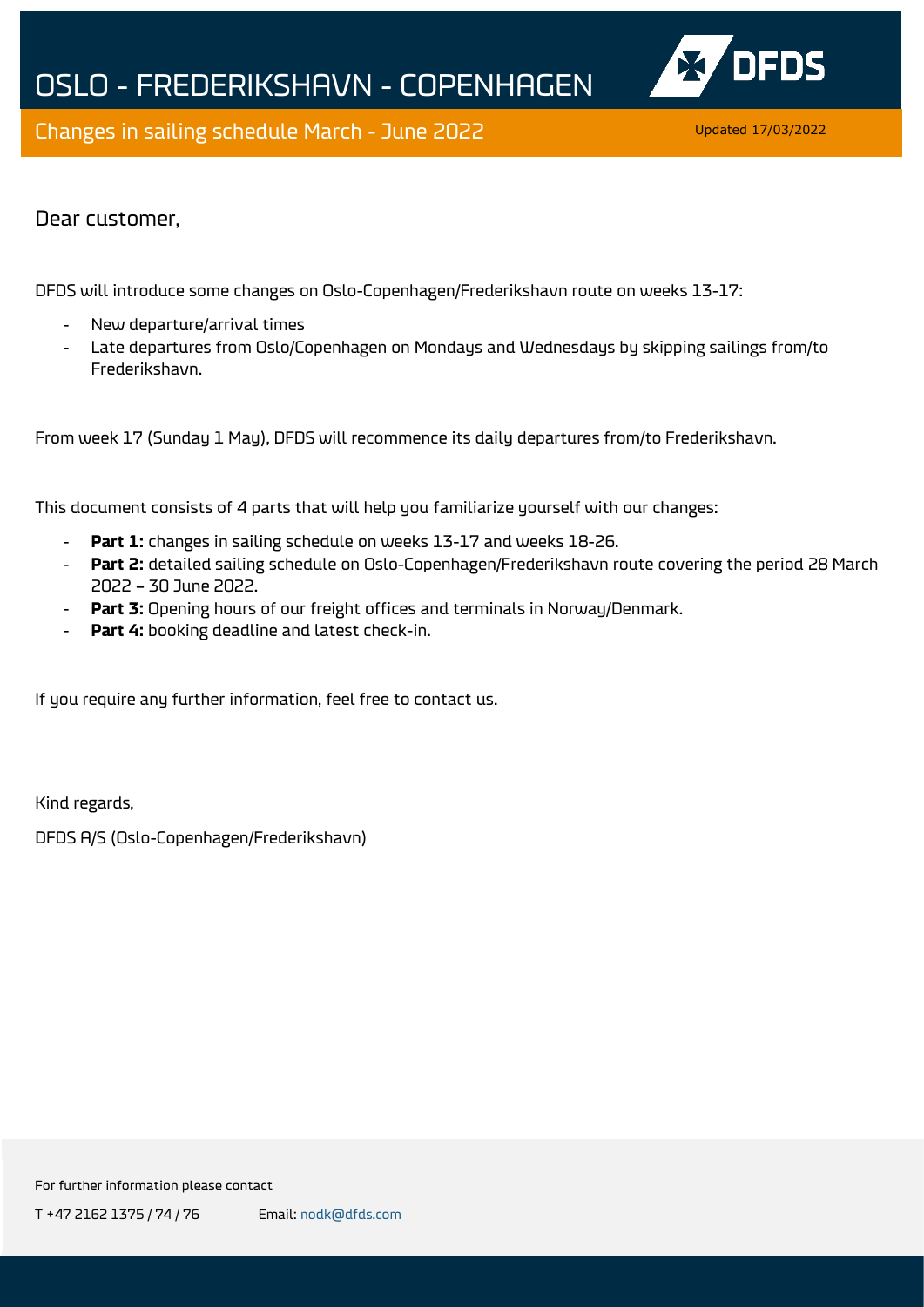# OSLO - FREDERIKSHAVN - COPENHAGEN

## Changes in sailing schedule March - June 2022

Updated 17/03/2022

Dear customer,

DFDS will introduce some changes on Oslo-Copenhagen/Frederikshavn route on weeks 13-17:

- New departure/arrival times
- Late departures from Oslo/Copenhagen on Mondays and Wednesdays by skipping sailings from/to Frederikshavn.

From week 17 (Sunday 1 May), DFDS will recommence its daily departures from/to Frederikshavn.

This document consists of 4 parts that will help you familiarize yourself with our changes:

- **Part 1:** changes in sailing schedule on weeks 13-17 and weeks 18-26.
- **Part 2:** detailed sailing schedule on Oslo-Copenhagen/Frederikshavn route covering the period 28 March 2022 – 30 June 2022.
- **Part 3:** Opening hours of our freight offices and terminals in Norway/Denmark.
- **Part 4:** booking deadline and latest check-in.

If you require any further information, feel free to contact us.

Kind regards,

DFDS A/S (Oslo-Copenhagen/Frederikshavn)

For further information please contact

T +47 2162 1375 / 74 / 76 Email: nodk@dfds.com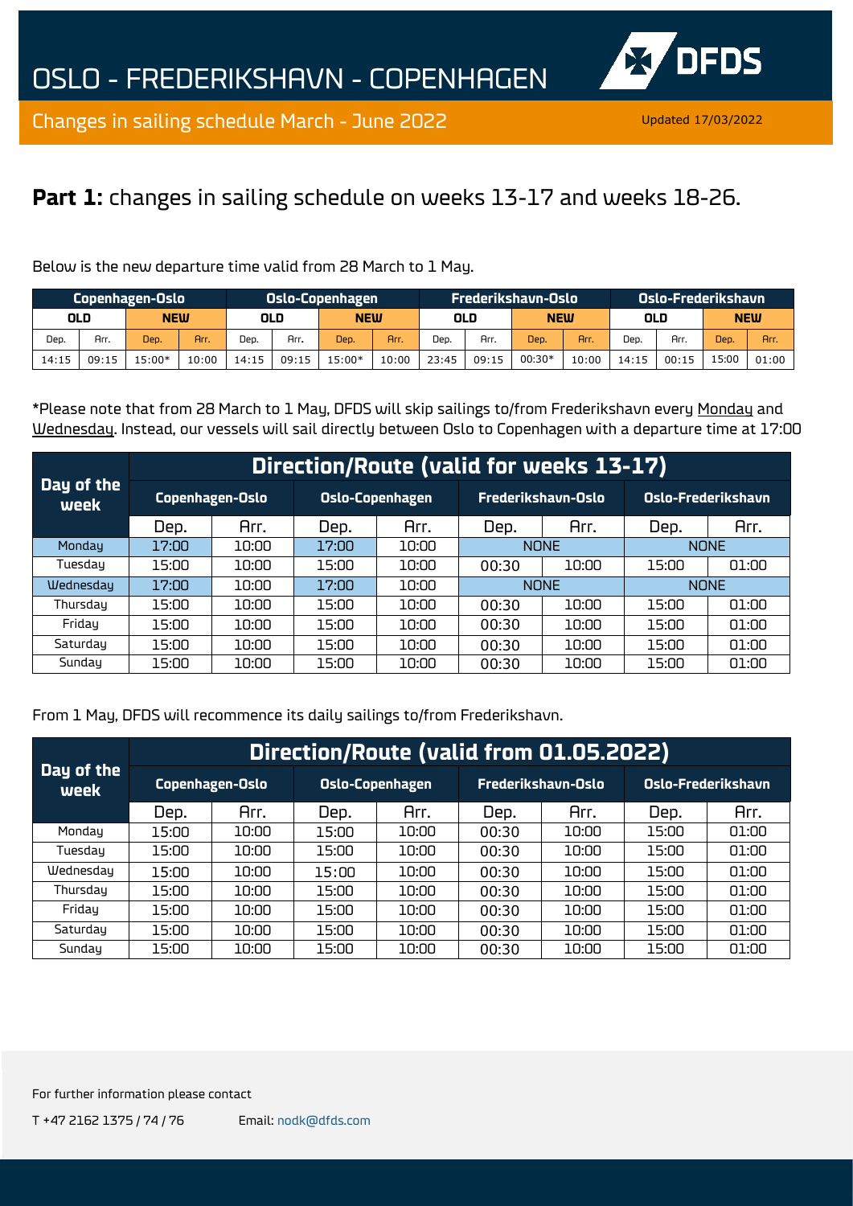# OSLO - FREDERIKSHAVN - COPENHAGEN

Changes in sailing schedule March - June 2022

Updated 17/03/2022

## **Part 1:** changes in sailing schedule on weeks 13-17 and weeks 18-26.

Below is the new departure time valid from 28 March to 1 May.

| Copenhagen-Oslo | | | | Oslo-Copenhagen | | | | Frederikshavn-Oslo | | | | Oslo-Frederikshavn | | | |
|---|---|---|---|---|---|---|---|---|---|---|---|---|---|---|---|
| OLD | | NEW | | OLD | | NEW | | OLD | | NEW | | OLD | | NEW | |
| Dep. | Arr. | Dep. | Arr. | Dep. | Arr. | Dep. | Arr. | Dep. | Arr. | Dep. | Arr. | Dep. | Arr. | Dep. | Arr. |
| 14:15 | 09:15 | 15:00* | 10:00 | 14:15 | 09:15 | 15:00* | 10:00 | 23:45 | 09:15 | 00:30* | 10:00 | 14:15 | 00:15 | 15:00 | 01:00 |

*Please note that from 28 March to 1 May, DFDS will skip sailings to/from Frederikshavn every Monday and Wednesday. Instead, our vessels will sail directly between Oslo to Copenhagen with a departure time at 17:00

| Day of the week | Direction/Route (valid for weeks 13-17) | | | | | | | |
|---|---|---|---|---|---|---|---|---|
| | Copenhagen-Oslo | | Oslo-Copenhagen | | Frederikshavn-Oslo | | Oslo-Frederikshavn | |
| | Dep. | Arr. | Dep. | Arr. | Dep. | Arr. | Dep. | Arr. |
| Monday | 17:00 | 10:00 | 17:00 | 10:00 | NONE | | NONE | |
| Tuesday | 15:00 | 10:00 | 15:00 | 10:00 | 00:30 | 10:00 | 15:00 | 01:00 |
| Wednesday | 17:00 | 10:00 | 17:00 | 10:00 | NONE | | NONE | |
| Thursday | 15:00 | 10:00 | 15:00 | 10:00 | 00:30 | 10:00 | 15:00 | 01:00 |
| Friday | 15:00 | 10:00 | 15:00 | 10:00 | 00:30 | 10:00 | 15:00 | 01:00 |
| Saturday | 15:00 | 10:00 | 15:00 | 10:00 | 00:30 | 10:00 | 15:00 | 01:00 |
| Sunday | 15:00 | 10:00 | 15:00 | 10:00 | 00:30 | 10:00 | 15:00 | 01:00 |

From 1 May, DFDS will recommence its daily sailings to/from Frederikshavn.

| Day of the week | Direction/Route (valid from 01.05.2022) | | | | | | | |
|---|---|---|---|---|---|---|---|---|
| | Copenhagen-Oslo | | Oslo-Copenhagen | | Frederikshavn-Oslo | | Oslo-Frederikshavn | |
| | Dep. | Arr. | Dep. | Arr. | Dep. | Arr. | Dep. | Arr. |
| Monday | 15:00 | 10:00 | 15:00 | 10:00 | 00:30 | 10:00 | 15:00 | 01:00 |
| Tuesday | 15:00 | 10:00 | 15:00 | 10:00 | 00:30 | 10:00 | 15:00 | 01:00 |
| Wednesday | 15:00 | 10:00 | 15:00 | 10:00 | 00:30 | 10:00 | 15:00 | 01:00 |
| Thursday | 15:00 | 10:00 | 15:00 | 10:00 | 00:30 | 10:00 | 15:00 | 01:00 |
| Friday | 15:00 | 10:00 | 15:00 | 10:00 | 00:30 | 10:00 | 15:00 | 01:00 |
| Saturday | 15:00 | 10:00 | 15:00 | 10:00 | 00:30 | 10:00 | 15:00 | 01:00 |
| Sunday | 15:00 | 10:00 | 15:00 | 10:00 | 00:30 | 10:00 | 15:00 | 01:00 |

For further information please contact

T +47 2162 1375 / 74 / 76 Email: nodk@dfds.com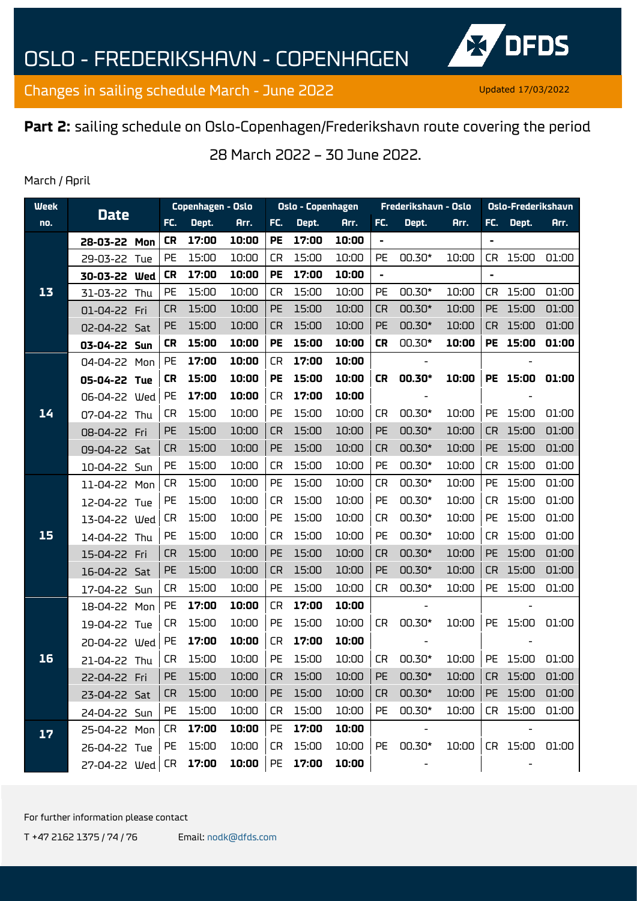# OSLO - FREDERIKSHAVN - COPENHAGEN

## Changes in sailing schedule March - June 2022

Updated 17/03/2022

**Part 2:** sailing schedule on Oslo-Copenhagen/Frederikshavn route covering the period 28 March 2022 – 30 June 2022.

March / April

| Week no. | Date | | Copenhagen - Oslo | | | Oslo - Copenhagen | | | Frederikshavn - Oslo | | | Oslo-Frederikshavn | | |
|---|---|---|---|---|---|---|---|---|---|---|---|---|---|---|
| | | | FC. | Dept. | Arr. | FC. | Dept. | Arr. | FC. | Dept. | Arr. | FC. | Dept. | Arr. |
| 13 | **28-03-22** | **Mon** | **CR** | **17:00** | **10:00** | **PE** | **17:00** | **10:00** | - | | | - | | |
| | 29-03-22 | Tue | PE | 15:00 | 10:00 | CR | 15:00 | 10:00 | PE | 00.30* | 10:00 | CR | 15:00 | 01:00 |
| | **30-03-22** | **Wed** | **CR** | **17:00** | **10:00** | **PE** | **17:00** | **10:00** | - | | | - | | |
| | 31-03-22 | Thu | PE | 15:00 | 10:00 | CR | 15:00 | 10:00 | PE | 00.30* | 10:00 | CR | 15:00 | 01:00 |
| | 01-04-22 | Fri | CR | 15:00 | 10:00 | PE | 15:00 | 10:00 | CR | 00.30* | 10:00 | PE | 15:00 | 01:00 |
| | 02-04-22 | Sat | PE | 15:00 | 10:00 | CR | 15:00 | 10:00 | PE | 00.30* | 10:00 | CR | 15:00 | 01:00 |
| | **03-04-22** | **Sun** | **CR** | **15:00** | **10:00** | **PE** | **15:00** | **10:00** | **CR** | 00.30* | **10:00** | **PE** | **15:00** | **01:00** |
| 14 | 04-04-22 | Mon | PE | **17:00** | **10:00** | CR | **17:00** | **10:00** | | - | | | - | |
| | **05-04-22** | **Tue** | **CR** | **15:00** | **10:00** | **PE** | **15:00** | **10:00** | **CR** | **00.30*** | **10:00** | **PE** | **15:00** | **01:00** |
| | 06-04-22 | Wed | PE | **17:00** | **10:00** | CR | **17:00** | **10:00** | | - | | | - | |
| | 07-04-22 | Thu | CR | 15:00 | 10:00 | PE | 15:00 | 10:00 | CR | 00.30* | 10:00 | PE | 15:00 | 01:00 |
| | 08-04-22 | Fri | PE | 15:00 | 10:00 | CR | 15:00 | 10:00 | PE | 00.30* | 10:00 | CR | 15:00 | 01:00 |
| | 09-04-22 | Sat | CR | 15:00 | 10:00 | PE | 15:00 | 10:00 | CR | 00.30* | 10:00 | PE | 15:00 | 01:00 |
| | 10-04-22 | Sun | PE | 15:00 | 10:00 | CR | 15:00 | 10:00 | PE | 00.30* | 10:00 | CR | 15:00 | 01:00 |
| 15 | 11-04-22 | Mon | CR | 15:00 | 10:00 | PE | 15:00 | 10:00 | CR | 00.30* | 10:00 | PE | 15:00 | 01:00 |
| | 12-04-22 | Tue | PE | 15:00 | 10:00 | CR | 15:00 | 10:00 | PE | 00.30* | 10:00 | CR | 15:00 | 01:00 |
| | 13-04-22 | Wed | CR | 15:00 | 10:00 | PE | 15:00 | 10:00 | CR | 00.30* | 10:00 | PE | 15:00 | 01:00 |
| | 14-04-22 | Thu | PE | 15:00 | 10:00 | CR | 15:00 | 10:00 | PE | 00.30* | 10:00 | CR | 15:00 | 01:00 |
| | 15-04-22 | Fri | CR | 15:00 | 10:00 | PE | 15:00 | 10:00 | CR | 00.30* | 10:00 | PE | 15:00 | 01:00 |
| | 16-04-22 | Sat | PE | 15:00 | 10:00 | CR | 15:00 | 10:00 | PE | 00.30* | 10:00 | CR | 15:00 | 01:00 |
| | 17-04-22 | Sun | CR | 15:00 | 10:00 | PE | 15:00 | 10:00 | CR | 00.30* | 10:00 | PE | 15:00 | 01:00 |
| 16 | 18-04-22 | Mon | PE | **17:00** | **10:00** | CR | **17:00** | **10:00** | | - | | | - | |
| | 19-04-22 | Tue | CR | 15:00 | 10:00 | PE | 15:00 | 10:00 | CR | 00.30* | 10:00 | PE | 15:00 | 01:00 |
| | 20-04-22 | Wed | PE | **17:00** | **10:00** | CR | **17:00** | **10:00** | | - | | | - | |
| | 21-04-22 | Thu | CR | 15:00 | 10:00 | PE | 15:00 | 10:00 | CR | 00.30* | 10:00 | PE | 15:00 | 01:00 |
| | 22-04-22 | Fri | PE | 15:00 | 10:00 | CR | 15:00 | 10:00 | PE | 00.30* | 10:00 | CR | 15:00 | 01:00 |
| | 23-04-22 | Sat | CR | 15:00 | 10:00 | PE | 15:00 | 10:00 | CR | 00.30* | 10:00 | PE | 15:00 | 01:00 |
| | 24-04-22 | Sun | PE | 15:00 | 10:00 | CR | 15:00 | 10:00 | PE | 00.30* | 10:00 | CR | 15:00 | 01:00 |
| 17 | 25-04-22 | Mon | CR | **17:00** | **10:00** | PE | **17:00** | **10:00** | | - | | | - | |
| | 26-04-22 | Tue | PE | 15:00 | 10:00 | CR | 15:00 | 10:00 | PE | 00.30* | 10:00 | CR | 15:00 | 01:00 |
| | 27-04-22 | Wed | CR | **17:00** | **10:00** | PE | **17:00** | **10:00** | | - | | | - | |

For further information please contact

T +47 2162 1375 / 74 / 76 Email: nodk@dfds.com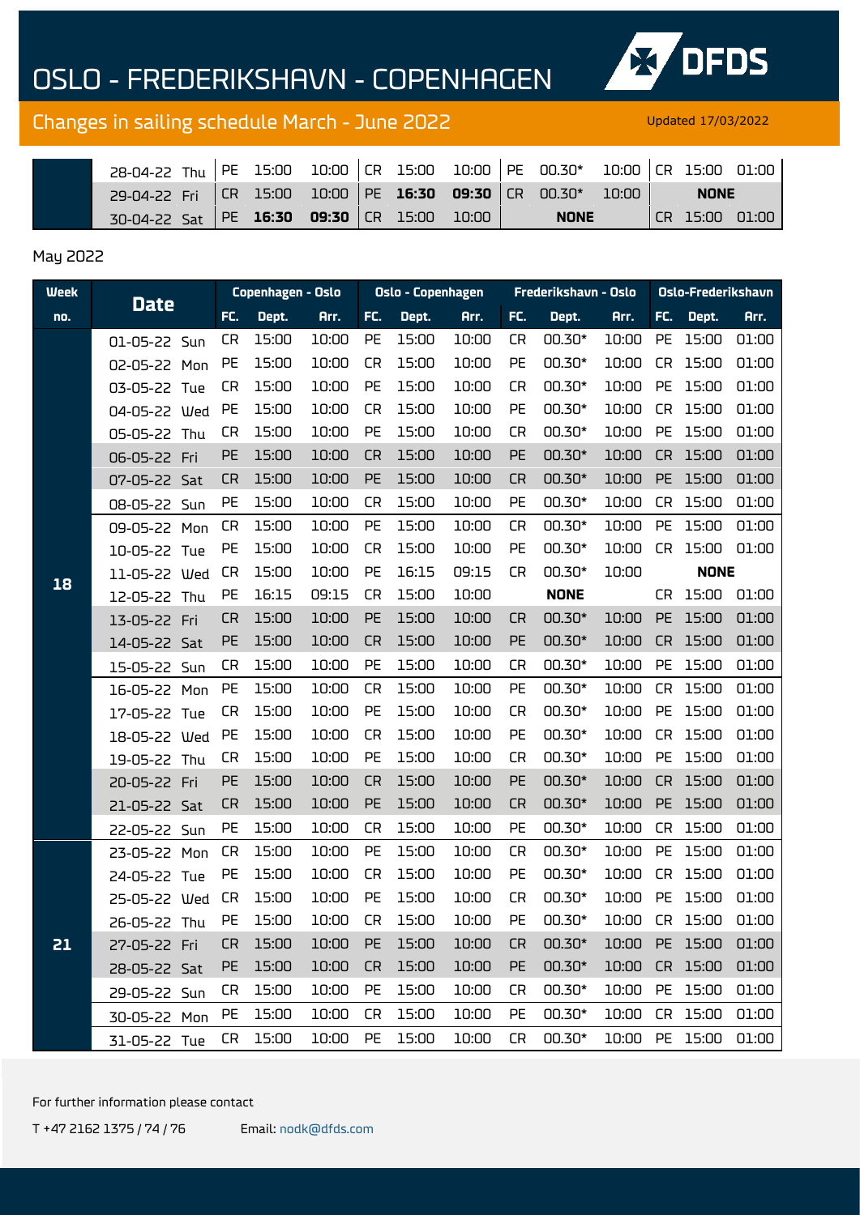# OSLO - FREDERIKSHAVN - COPENHAGEN

## Changes in sailing schedule March - June 2022

Updated 17/03/2022

| Week no. | Date | | FC. | Dept. | Arr. | FC. | Dept. | Arr. | FC. | Dept. | Arr. | FC. | Dept. | Arr. |
|---|---|---|---|---|---|---|---|---|---|---|---|---|---|---|
| | 28-04-22 | Thu | PE | 15:00 | 10:00 | CR | 15:00 | 10:00 | PE | 00.30* | 10:00 | CR | 15:00 | 01:00 |
| | 29-04-22 | Fri | CR | 15:00 | 10:00 | PE | **16:30** | **09:30** | CR | 00.30* | 10:00 | | **NONE** | |
| | 30-04-22 | Sat | PE | **16:30** | **09:30** | CR | 15:00 | 10:00 | | **NONE** | | CR | 15:00 | 01:00 |

May 2022

| Week no. | Date | | Copenhagen - Oslo | | | Oslo - Copenhagen | | | Frederikshavn - Oslo | | | Oslo-Frederikshavn | | |
|---|---|---|---|---|---|---|---|---|---|---|---|---|---|---|
| | | | FC. | Dept. | Arr. | FC. | Dept. | Arr. | FC. | Dept. | Arr. | FC. | Dept. | Arr. |
| 18 | 01-05-22 | Sun | CR | 15:00 | 10:00 | PE | 15:00 | 10:00 | CR | 00.30* | 10:00 | PE | 15:00 | 01:00 |
| | 02-05-22 | Mon | PE | 15:00 | 10:00 | CR | 15:00 | 10:00 | PE | 00.30* | 10:00 | CR | 15:00 | 01:00 |
| | 03-05-22 | Tue | CR | 15:00 | 10:00 | PE | 15:00 | 10:00 | CR | 00.30* | 10:00 | PE | 15:00 | 01:00 |
| | 04-05-22 | Wed | PE | 15:00 | 10:00 | CR | 15:00 | 10:00 | PE | 00.30* | 10:00 | CR | 15:00 | 01:00 |
| | 05-05-22 | Thu | CR | 15:00 | 10:00 | PE | 15:00 | 10:00 | CR | 00.30* | 10:00 | PE | 15:00 | 01:00 |
| | 06-05-22 | Fri | PE | 15:00 | 10:00 | CR | 15:00 | 10:00 | PE | 00.30* | 10:00 | CR | 15:00 | 01:00 |
| | 07-05-22 | Sat | CR | 15:00 | 10:00 | PE | 15:00 | 10:00 | CR | 00.30* | 10:00 | PE | 15:00 | 01:00 |
| | 08-05-22 | Sun | PE | 15:00 | 10:00 | CR | 15:00 | 10:00 | PE | 00.30* | 10:00 | CR | 15:00 | 01:00 |
| | 09-05-22 | Mon | CR | 15:00 | 10:00 | PE | 15:00 | 10:00 | CR | 00.30* | 10:00 | PE | 15:00 | 01:00 |
| | 10-05-22 | Tue | PE | 15:00 | 10:00 | CR | 15:00 | 10:00 | PE | 00.30* | 10:00 | CR | 15:00 | 01:00 |
| | 11-05-22 | Wed | CR | 15:00 | 10:00 | PE | 16:15 | 09:15 | CR | 00.30* | 10:00 | | **NONE** | |
| | 12-05-22 | Thu | PE | 16:15 | 09:15 | CR | 15:00 | 10:00 | | **NONE** | | CR | 15:00 | 01:00 |
| | 13-05-22 | Fri | CR | 15:00 | 10:00 | PE | 15:00 | 10:00 | CR | 00.30* | 10:00 | PE | 15:00 | 01:00 |
| | 14-05-22 | Sat | PE | 15:00 | 10:00 | CR | 15:00 | 10:00 | PE | 00.30* | 10:00 | CR | 15:00 | 01:00 |
| | 15-05-22 | Sun | CR | 15:00 | 10:00 | PE | 15:00 | 10:00 | CR | 00.30* | 10:00 | PE | 15:00 | 01:00 |
| | 16-05-22 | Mon | PE | 15:00 | 10:00 | CR | 15:00 | 10:00 | PE | 00.30* | 10:00 | CR | 15:00 | 01:00 |
| | 17-05-22 | Tue | CR | 15:00 | 10:00 | PE | 15:00 | 10:00 | CR | 00.30* | 10:00 | PE | 15:00 | 01:00 |
| | 18-05-22 | Wed | PE | 15:00 | 10:00 | CR | 15:00 | 10:00 | PE | 00.30* | 10:00 | CR | 15:00 | 01:00 |
| | 19-05-22 | Thu | CR | 15:00 | 10:00 | PE | 15:00 | 10:00 | CR | 00.30* | 10:00 | PE | 15:00 | 01:00 |
| | 20-05-22 | Fri | PE | 15:00 | 10:00 | CR | 15:00 | 10:00 | PE | 00.30* | 10:00 | CR | 15:00 | 01:00 |
| | 21-05-22 | Sat | CR | 15:00 | 10:00 | PE | 15:00 | 10:00 | CR | 00.30* | 10:00 | PE | 15:00 | 01:00 |
| | 22-05-22 | Sun | PE | 15:00 | 10:00 | CR | 15:00 | 10:00 | PE | 00.30* | 10:00 | CR | 15:00 | 01:00 |
| 21 | 23-05-22 | Mon | CR | 15:00 | 10:00 | PE | 15:00 | 10:00 | CR | 00.30* | 10:00 | PE | 15:00 | 01:00 |
| | 24-05-22 | Tue | PE | 15:00 | 10:00 | CR | 15:00 | 10:00 | PE | 00.30* | 10:00 | CR | 15:00 | 01:00 |
| | 25-05-22 | Wed | CR | 15:00 | 10:00 | PE | 15:00 | 10:00 | CR | 00.30* | 10:00 | PE | 15:00 | 01:00 |
| | 26-05-22 | Thu | PE | 15:00 | 10:00 | CR | 15:00 | 10:00 | PE | 00.30* | 10:00 | CR | 15:00 | 01:00 |
| | 27-05-22 | Fri | CR | 15:00 | 10:00 | PE | 15:00 | 10:00 | CR | 00.30* | 10:00 | PE | 15:00 | 01:00 |
| | 28-05-22 | Sat | PE | 15:00 | 10:00 | CR | 15:00 | 10:00 | PE | 00.30* | 10:00 | CR | 15:00 | 01:00 |
| | 29-05-22 | Sun | CR | 15:00 | 10:00 | PE | 15:00 | 10:00 | CR | 00.30* | 10:00 | PE | 15:00 | 01:00 |
| | 30-05-22 | Mon | PE | 15:00 | 10:00 | CR | 15:00 | 10:00 | PE | 00.30* | 10:00 | CR | 15:00 | 01:00 |
| | 31-05-22 | Tue | CR | 15:00 | 10:00 | PE | 15:00 | 10:00 | CR | 00.30* | 10:00 | PE | 15:00 | 01:00 |

For further information please contact

T +47 2162 1375 / 74 / 76    Email: nodk@dfds.com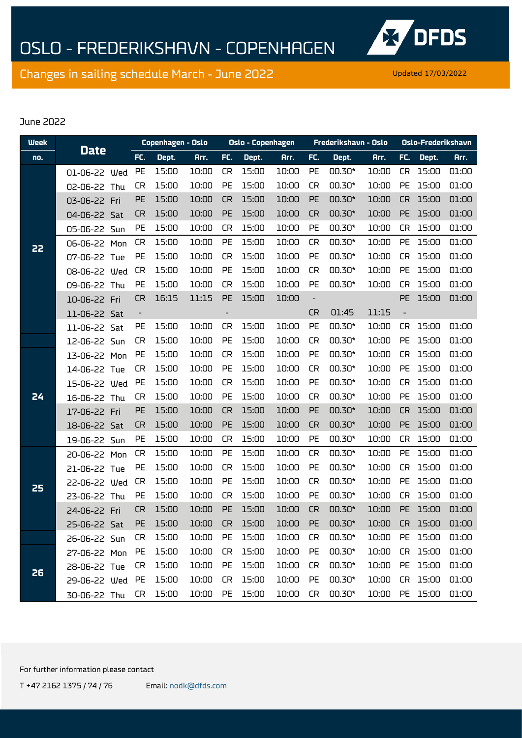# OSLO - FREDERIKSHAVN - COPENHAGEN

## Changes in sailing schedule March - June 2022

Updated 17/03/2022

June 2022

| Week | Date | | Copenhagen - Oslo | | | Oslo - Copenhagen | | | Frederikshavn - Oslo | | | Oslo-Frederikshavn | | |
|---|---|---|---|---|---|---|---|---|---|---|---|---|---|---|
| no. | | | FC. | Dept. | Arr. | FC. | Dept. | Arr. | FC. | Dept. | Arr. | FC. | Dept. | Arr. |
| 22 | 01-06-22 | Wed | PE | 15:00 | 10:00 | CR | 15:00 | 10:00 | PE | 00.30* | 10:00 | CR | 15:00 | 01:00 |
| | 02-06-22 | Thu | CR | 15:00 | 10:00 | PE | 15:00 | 10:00 | CR | 00.30* | 10:00 | PE | 15:00 | 01:00 |
| | 03-06-22 | Fri | PE | 15:00 | 10:00 | CR | 15:00 | 10:00 | PE | 00.30* | 10:00 | CR | 15:00 | 01:00 |
| | 04-06-22 | Sat | CR | 15:00 | 10:00 | PE | 15:00 | 10:00 | CR | 00.30* | 10:00 | PE | 15:00 | 01:00 |
| | 05-06-22 | Sun | PE | 15:00 | 10:00 | CR | 15:00 | 10:00 | PE | 00.30* | 10:00 | CR | 15:00 | 01:00 |
| | 06-06-22 | Mon | CR | 15:00 | 10:00 | PE | 15:00 | 10:00 | CR | 00.30* | 10:00 | PE | 15:00 | 01:00 |
| | 07-06-22 | Tue | PE | 15:00 | 10:00 | CR | 15:00 | 10:00 | PE | 00.30* | 10:00 | CR | 15:00 | 01:00 |
| | 08-06-22 | Wed | CR | 15:00 | 10:00 | PE | 15:00 | 10:00 | CR | 00.30* | 10:00 | PE | 15:00 | 01:00 |
| | 09-06-22 | Thu | PE | 15:00 | 10:00 | CR | 15:00 | 10:00 | PE | 00.30* | 10:00 | CR | 15:00 | 01:00 |
| | 10-06-22 | Fri | CR | 16:15 | 11:15 | PE | 15:00 | 10:00 | - | | | PE | 15:00 | 01:00 |
| | 11-06-22 | Sat | - | | | - | | | CR | 01:45 | 11:15 | - | | |
| | 11-06-22 | Sat | PE | 15:00 | 10:00 | CR | 15:00 | 10:00 | PE | 00.30* | 10:00 | CR | 15:00 | 01:00 |
| | 12-06-22 | Sun | CR | 15:00 | 10:00 | PE | 15:00 | 10:00 | CR | 00.30* | 10:00 | PE | 15:00 | 01:00 |
| 24 | 13-06-22 | Mon | PE | 15:00 | 10:00 | CR | 15:00 | 10:00 | PE | 00.30* | 10:00 | CR | 15:00 | 01:00 |
| | 14-06-22 | Tue | CR | 15:00 | 10:00 | PE | 15:00 | 10:00 | CR | 00.30* | 10:00 | PE | 15:00 | 01:00 |
| | 15-06-22 | Wed | PE | 15:00 | 10:00 | CR | 15:00 | 10:00 | PE | 00.30* | 10:00 | CR | 15:00 | 01:00 |
| | 16-06-22 | Thu | CR | 15:00 | 10:00 | PE | 15:00 | 10:00 | CR | 00.30* | 10:00 | PE | 15:00 | 01:00 |
| | 17-06-22 | Fri | PE | 15:00 | 10:00 | CR | 15:00 | 10:00 | PE | 00.30* | 10:00 | CR | 15:00 | 01:00 |
| | 18-06-22 | Sat | CR | 15:00 | 10:00 | PE | 15:00 | 10:00 | CR | 00.30* | 10:00 | PE | 15:00 | 01:00 |
| | 19-06-22 | Sun | PE | 15:00 | 10:00 | CR | 15:00 | 10:00 | PE | 00.30* | 10:00 | CR | 15:00 | 01:00 |
| 25 | 20-06-22 | Mon | CR | 15:00 | 10:00 | PE | 15:00 | 10:00 | CR | 00.30* | 10:00 | PE | 15:00 | 01:00 |
| | 21-06-22 | Tue | PE | 15:00 | 10:00 | CR | 15:00 | 10:00 | PE | 00.30* | 10:00 | CR | 15:00 | 01:00 |
| | 22-06-22 | Wed | CR | 15:00 | 10:00 | PE | 15:00 | 10:00 | CR | 00.30* | 10:00 | PE | 15:00 | 01:00 |
| | 23-06-22 | Thu | PE | 15:00 | 10:00 | CR | 15:00 | 10:00 | PE | 00.30* | 10:00 | CR | 15:00 | 01:00 |
| | 24-06-22 | Fri | CR | 15:00 | 10:00 | PE | 15:00 | 10:00 | CR | 00.30* | 10:00 | PE | 15:00 | 01:00 |
| | 25-06-22 | Sat | PE | 15:00 | 10:00 | CR | 15:00 | 10:00 | PE | 00.30* | 10:00 | CR | 15:00 | 01:00 |
| | 26-06-22 | Sun | CR | 15:00 | 10:00 | PE | 15:00 | 10:00 | CR | 00.30* | 10:00 | PE | 15:00 | 01:00 |
| 26 | 27-06-22 | Mon | PE | 15:00 | 10:00 | CR | 15:00 | 10:00 | PE | 00.30* | 10:00 | CR | 15:00 | 01:00 |
| | 28-06-22 | Tue | CR | 15:00 | 10:00 | PE | 15:00 | 10:00 | CR | 00.30* | 10:00 | PE | 15:00 | 01:00 |
| | 29-06-22 | Wed | PE | 15:00 | 10:00 | CR | 15:00 | 10:00 | PE | 00.30* | 10:00 | CR | 15:00 | 01:00 |
| | 30-06-22 | Thu | CR | 15:00 | 10:00 | PE | 15:00 | 10:00 | CR | 00.30* | 10:00 | PE | 15:00 | 01:00 |

For further information please contact

T +47 2162 1375 / 74 / 76 Email: nodk@dfds.com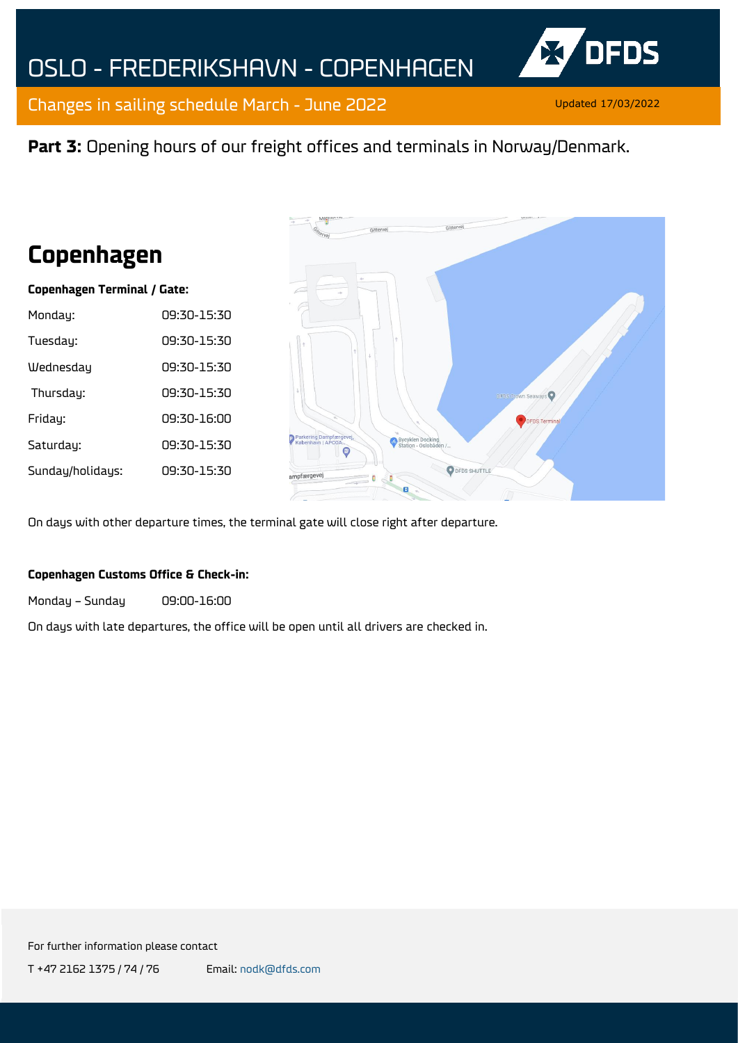# OSLO - FREDERIKSHAVN - COPENHAGEN

## Changes in sailing schedule March - June 2022

Updated 17/03/2022

**Part 3:** Opening hours of our freight offices and terminals in Norway/Denmark.

## Copenhagen

**Copenhagen Terminal / Gate:**

| | |
|---|---|
| Monday: | 09:30-15:30 |
| Tuesday: | 09:30-15:30 |
| Wednesday | 09:30-15:30 |
| Thursday: | 09:30-15:30 |
| Friday: | 09:30-16:00 |
| Saturday: | 09:30-15:30 |
| Sunday/holidays: | 09:30-15:30 |

On days with other departure times, the terminal gate will close right after departure.

**Copenhagen Customs Office & Check-in:**

Monday – Sunday 09:00-16:00

On days with late departures, the office will be open until all drivers are checked in.

For further information please contact

T +47 2162 1375 / 74 / 76 Email: nodk@dfds.com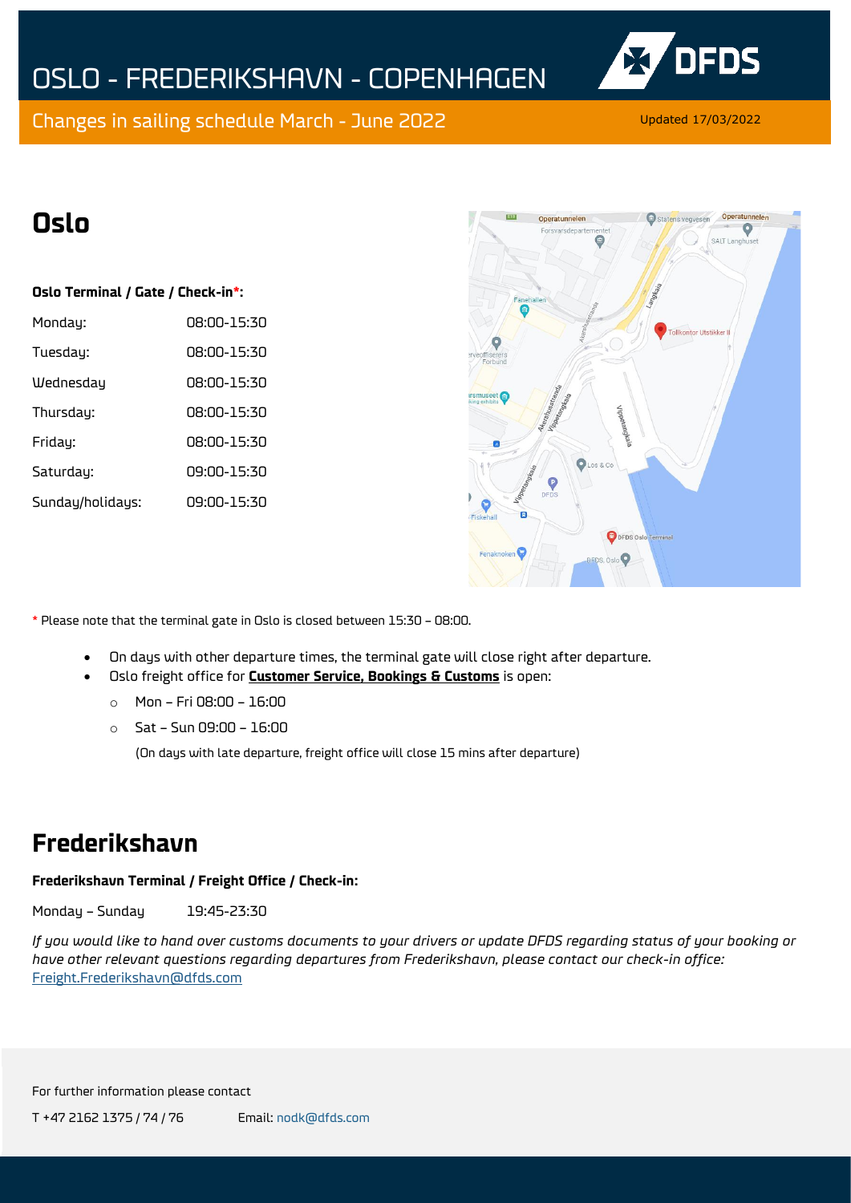# OSLO - FREDERIKSHAVN - COPENHAGEN

Changes in sailing schedule March - June 2022

Updated 17/03/2022

## Oslo

**Oslo Terminal / Gate / Check-in*:**

| | |
|---|---|
| Monday: | 08:00-15:30 |
| Tuesday: | 08:00-15:30 |
| Wednesday | 08:00-15:30 |
| Thursday: | 08:00-15:30 |
| Friday: | 08:00-15:30 |
| Saturday: | 09:00-15:30 |
| Sunday/holidays: | 09:00-15:30 |

* Please note that the terminal gate in Oslo is closed between 15:30 – 08:00.

- On days with other departure times, the terminal gate will close right after departure.
- Oslo freight office for **Customer Service, Bookings & Customs** is open:
  - Mon – Fri 08:00 – 16:00
  - Sat – Sun 09:00 – 16:00

  (On days with late departure, freight office will close 15 mins after departure)

## Frederikshavn

**Frederikshavn Terminal / Freight Office / Check-in:**

Monday – Sunday 19:45-23:30

*If you would like to hand over customs documents to your drivers or update DFDS regarding status of your booking or have other relevant questions regarding departures from Frederikshavn, please contact our check-in office:* Freight.Frederikshavn@dfds.com

For further information please contact

T +47 2162 1375 / 74 / 76 Email: nodk@dfds.com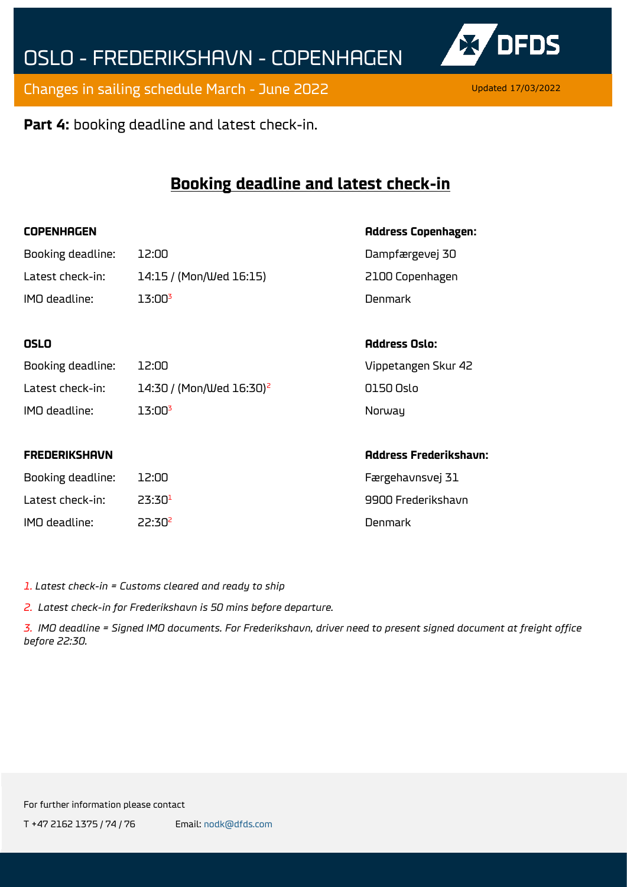# OSLO - FREDERIKSHAVN - COPENHAGEN

## Changes in sailing schedule March - June 2022

Updated 17/03/2022

**Part 4:** booking deadline and latest check-in.

## Booking deadline and latest check-in

**COPENHAGEN**

| | |
|---|---|
| Booking deadline: | 12:00 |
| Latest check-in: | 14:15 / (Mon/Wed 16:15) |
| IMO deadline: | 13:00[3] |

**Address Copenhagen:**

Dampfærgevej 30
2100 Copenhagen
Denmark

**OSLO**

| | |
|---|---|
| Booking deadline: | 12:00 |
| Latest check-in: | 14:30 / (Mon/Wed 16:30)[2] |
| IMO deadline: | 13:00[3] |

**Address Oslo:**

Vippetangen Skur 42
0150 Oslo
Norway

**FREDERIKSHAVN**

| | |
|---|---|
| Booking deadline: | 12:00 |
| Latest check-in: | 23:30[1] |
| IMO deadline: | 22:30[2] |

**Address Frederikshavn:**

Færgehavnsvej 31
9900 Frederikshavn
Denmark

*1. Latest check-in = Customs cleared and ready to ship*

*2. Latest check-in for Frederikshavn is 50 mins before departure.*

*3. IMO deadline = Signed IMO documents. For Frederikshavn, driver need to present signed document at freight office before 22:30.*

For further information please contact

T +47 2162 1375 / 74 / 76     Email: nodk@dfds.com